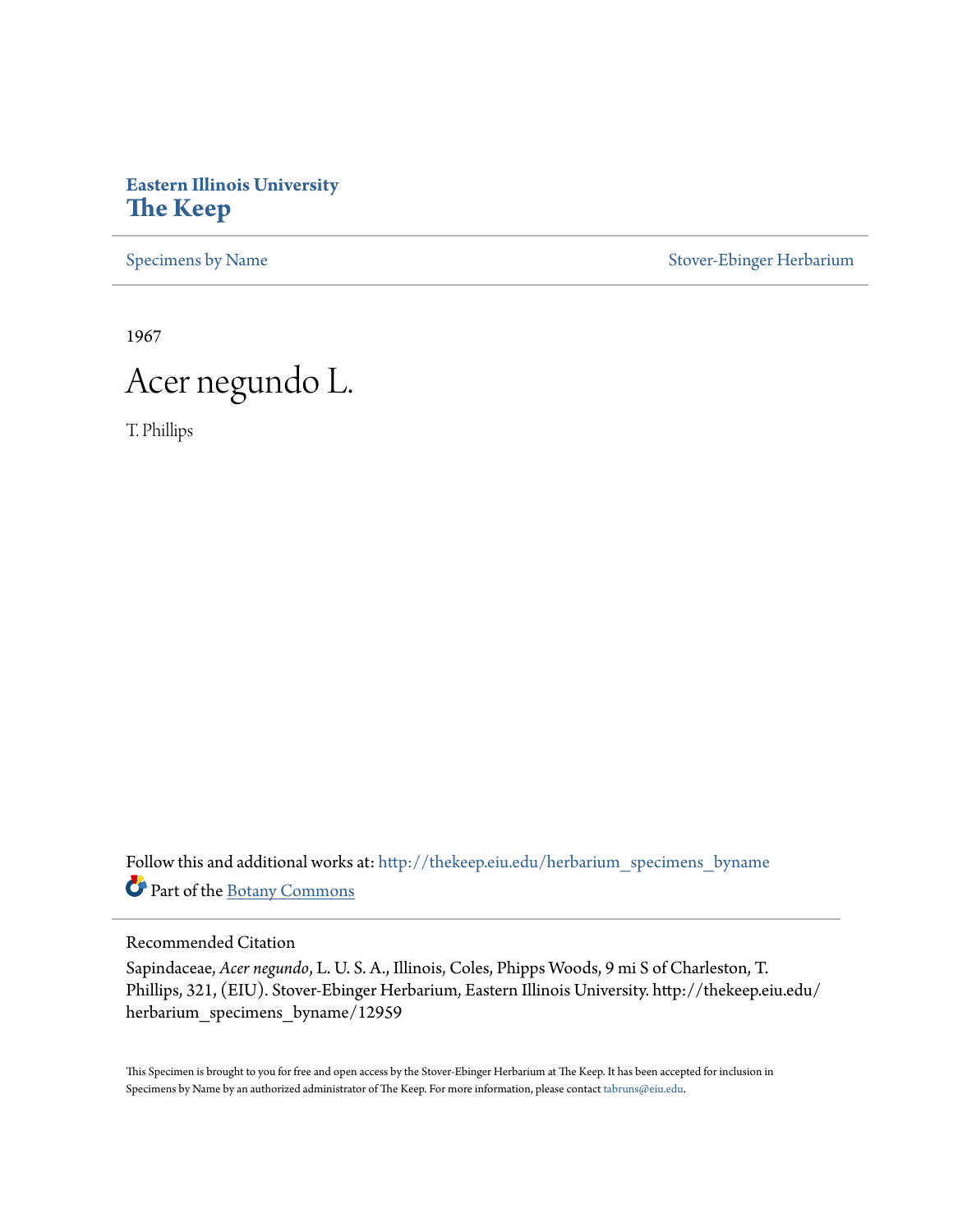**Eastern Illinois University**
**The Keep**

Specimens by Name | Stover-Ebinger Herbarium

1967

# Acer negundo L.

T. Phillips

Follow this and additional works at: http://thekeep.eiu.edu/herbarium_specimens_byname

Part of the Botany Commons

## Recommended Citation

Sapindaceae, *Acer negundo*, L. U. S. A., Illinois, Coles, Phipps Woods, 9 mi S of Charleston, T. Phillips, 321, (EIU). Stover-Ebinger Herbarium, Eastern Illinois University. http://thekeep.eiu.edu/herbarium_specimens_byname/12959

This Specimen is brought to you for free and open access by the Stover-Ebinger Herbarium at The Keep. It has been accepted for inclusion in Specimens by Name by an authorized administrator of The Keep. For more information, please contact tabruns@eiu.edu.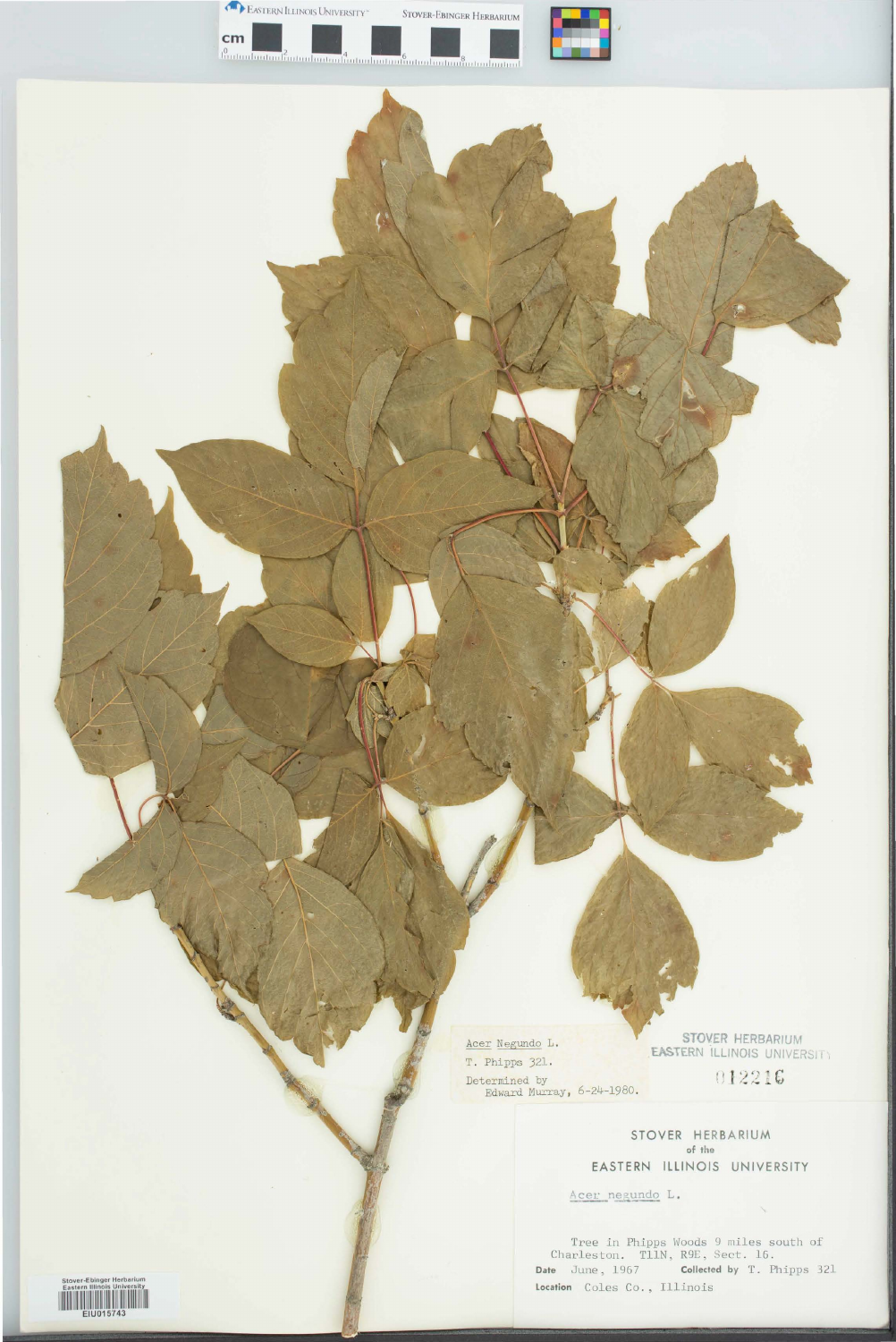EASTERN ILLINOIS UNIVERSITY — STOVER-EBINGER HERBARIUM

cm

Acer Negundo L.

T. Phipps 321.

Determined by
Edward Murray, 6-24-1980.

STOVER HERBARIUM
EASTERN ILLINOIS UNIVERSITY

012216

STOVER HERBARIUM
of the
EASTERN ILLINOIS UNIVERSITY

Acer negundo L.

Tree in Phipps Woods 9 miles south of Charleston. T11N, R9E, Sect. 16.

**Date** June, 1967 **Collected by** T. Phipps 321

**Location** Coles Co., Illinois

Stover-Ebinger Herbarium
Eastern Illinois University

EIU015743